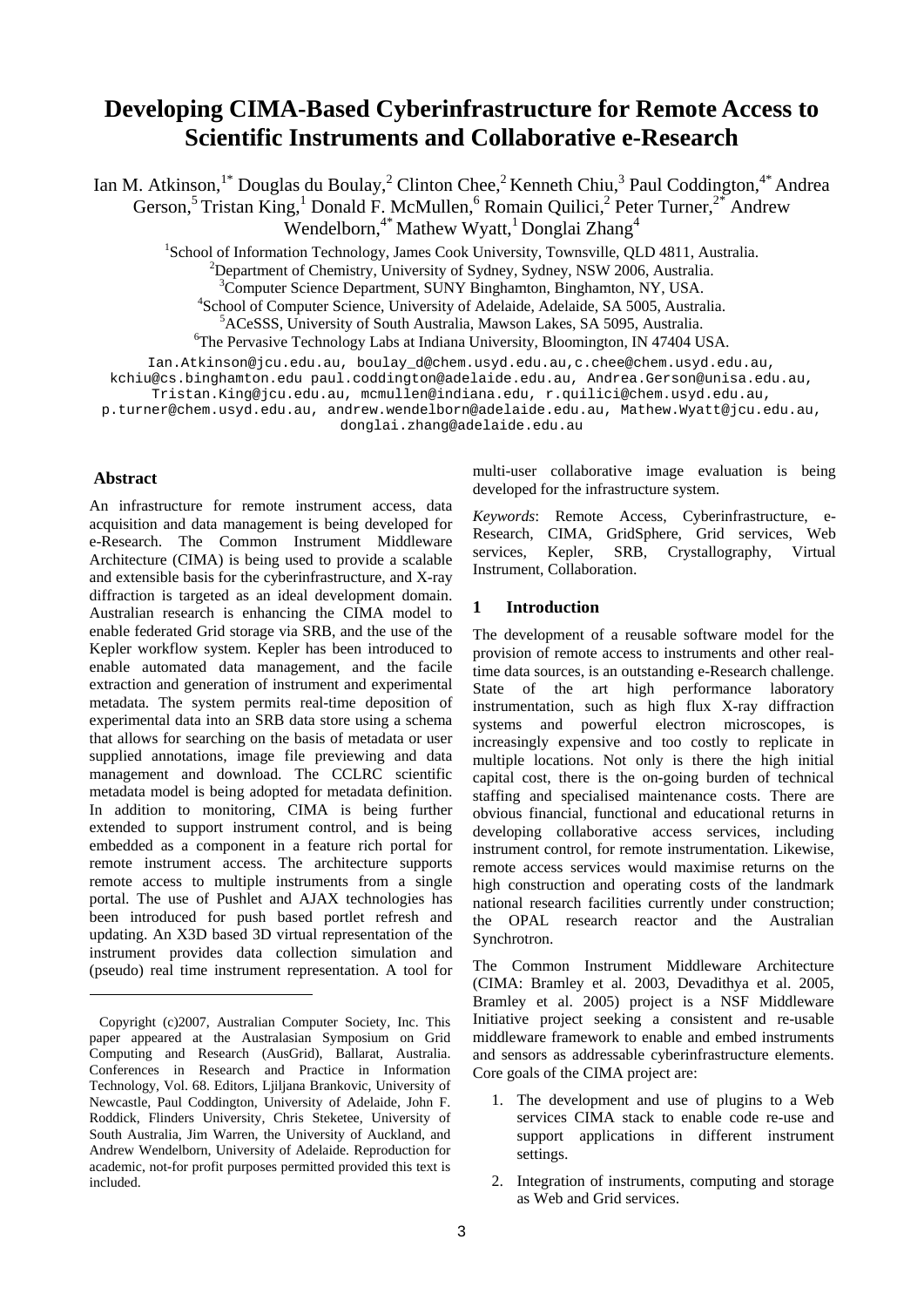# Developing CIMA-Based Cyberinfrastructure for Remote Access to Scientific Instruments and Collaborative e-Research

Ian M. Atkinson,[1*] Douglas du Boulay,[2] Clinton Chee,[2] Kenneth Chiu,[3] Paul Coddington,[4*] Andrea Gerson,[5] Tristan King,[1] Donald F. McMullen,[6] Romain Quilici,[2] Peter Turner,[2*] Andrew Wendelborn,[4*] Mathew Wyatt,[1] Donglai Zhang[4]

[1]School of Information Technology, James Cook University, Townsville, QLD 4811, Australia.
[2]Department of Chemistry, University of Sydney, Sydney, NSW 2006, Australia.
[3]Computer Science Department, SUNY Binghamton, Binghamton, NY, USA.
[4]School of Computer Science, University of Adelaide, Adelaide, SA 5005, Australia.
[5]ACeSSS, University of South Australia, Mawson Lakes, SA 5095, Australia.
[6]The Pervasive Technology Labs at Indiana University, Bloomington, IN 47404 USA.

Ian.Atkinson@jcu.edu.au, boulay_d@chem.usyd.edu.au, c.chee@chem.usyd.edu.au, kchiu@cs.binghamton.edu paul.coddington@adelaide.edu.au, Andrea.Gerson@unisa.edu.au, Tristan.King@jcu.edu.au, mcmullen@indiana.edu, r.quilici@chem.usyd.edu.au, p.turner@chem.usyd.edu.au, andrew.wendelborn@adelaide.edu.au, Mathew.Wyatt@jcu.edu.au, donglai.zhang@adelaide.edu.au

## Abstract

An infrastructure for remote instrument access, data acquisition and data management is being developed for e-Research. The Common Instrument Middleware Architecture (CIMA) is being used to provide a scalable and extensible basis for the cyberinfrastructure, and X-ray diffraction is targeted as an ideal development domain. Australian research is enhancing the CIMA model to enable federated Grid storage via SRB, and the use of the Kepler workflow system. Kepler has been introduced to enable automated data management, and the facile extraction and generation of instrument and experimental metadata. The system permits real-time deposition of experimental data into an SRB data store using a schema that allows for searching on the basis of metadata or user supplied annotations, image file previewing and data management and download. The CCLRC scientific metadata model is being adopted for metadata definition. In addition to monitoring, CIMA is being further extended to support instrument control, and is being embedded as a component in a feature rich portal for remote instrument access. The architecture supports remote access to multiple instruments from a single portal. The use of Pushlet and AJAX technologies has been introduced for push based portlet refresh and updating. An X3D based 3D virtual representation of the instrument provides data collection simulation and (pseudo) real time instrument representation. A tool for multi-user collaborative image evaluation is being developed for the infrastructure system.

*Keywords*: Remote Access, Cyberinfrastructure, e-Research, CIMA, GridSphere, Grid services, Web services, Kepler, SRB, Crystallography, Virtual Instrument, Collaboration.

Copyright (c)2007, Australian Computer Society, Inc. This paper appeared at the Australasian Symposium on Grid Computing and Research (AusGrid), Ballarat, Australia. Conferences in Research and Practice in Information Technology, Vol. 68. Editors, Ljiljana Brankovic, University of Newcastle, Paul Coddington, University of Adelaide, John F. Roddick, Flinders University, Chris Steketee, University of South Australia, Jim Warren, the University of Auckland, and Andrew Wendelborn, University of Adelaide. Reproduction for academic, not-for profit purposes permitted provided this text is included.

## 1 Introduction

The development of a reusable software model for the provision of remote access to instruments and other real-time data sources, is an outstanding e-Research challenge. State of the art high performance laboratory instrumentation, such as high flux X-ray diffraction systems and powerful electron microscopes, is increasingly expensive and too costly to replicate in multiple locations. Not only is there the high initial capital cost, there is the on-going burden of technical staffing and specialised maintenance costs. There are obvious financial, functional and educational returns in developing collaborative access services, including instrument control, for remote instrumentation. Likewise, remote access services would maximise returns on the high construction and operating costs of the landmark national research facilities currently under construction; the OPAL research reactor and the Australian Synchrotron.

The Common Instrument Middleware Architecture (CIMA: Bramley et al. 2003, Devadithya et al. 2005, Bramley et al. 2005) project is a NSF Middleware Initiative project seeking a consistent and re-usable middleware framework to enable and embed instruments and sensors as addressable cyberinfrastructure elements. Core goals of the CIMA project are:

1. The development and use of plugins to a Web services CIMA stack to enable code re-use and support applications in different instrument settings.
2. Integration of instruments, computing and storage as Web and Grid services.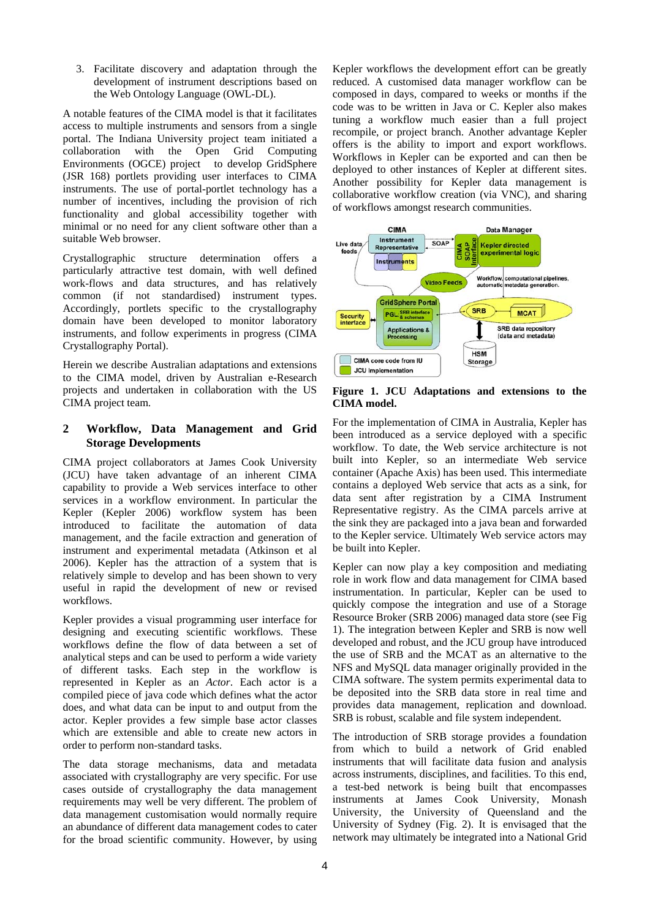3. Facilitate discovery and adaptation through the development of instrument descriptions based on the Web Ontology Language (OWL-DL).

A notable features of the CIMA model is that it facilitates access to multiple instruments and sensors from a single portal. The Indiana University project team initiated a collaboration with the Open Grid Computing Environments (OGCE) project to develop GridSphere (JSR 168) portlets providing user interfaces to CIMA instruments. The use of portal-portlet technology has a number of incentives, including the provision of rich functionality and global accessibility together with minimal or no need for any client software other than a suitable Web browser.

Crystallographic structure determination offers a particularly attractive test domain, with well defined work-flows and data structures, and has relatively common (if not standardised) instrument types. Accordingly, portlets specific to the crystallography domain have been developed to monitor laboratory instruments, and follow experiments in progress (CIMA Crystallography Portal).

Herein we describe Australian adaptations and extensions to the CIMA model, driven by Australian e-Research projects and undertaken in collaboration with the US CIMA project team.

## 2 Workflow, Data Management and Grid Storage Developments

CIMA project collaborators at James Cook University (JCU) have taken advantage of an inherent CIMA capability to provide a Web services interface to other services in a workflow environment. In particular the Kepler (Kepler 2006) workflow system has been introduced to facilitate the automation of data management, and the facile extraction and generation of instrument and experimental metadata (Atkinson et al 2006). Kepler has the attraction of a system that is relatively simple to develop and has been shown to very useful in rapid the development of new or revised workflows.

Kepler provides a visual programming user interface for designing and executing scientific workflows. These workflows define the flow of data between a set of analytical steps and can be used to perform a wide variety of different tasks. Each step in the workflow is represented in Kepler as an *Actor*. Each actor is a compiled piece of java code which defines what the actor does, and what data can be input to and output from the actor. Kepler provides a few simple base actor classes which are extensible and able to create new actors in order to perform non-standard tasks.

The data storage mechanisms, data and metadata associated with crystallography are very specific. For use cases outside of crystallography the data management requirements may well be very different. The problem of data management customisation would normally require an abundance of different data management codes to cater for the broad scientific community. However, by using Kepler workflows the development effort can be greatly reduced. A customised data manager workflow can be composed in days, compared to weeks or months if the code was to be written in Java or C. Kepler also makes tuning a workflow much easier than a full project recompile, or project branch. Another advantage Kepler offers is the ability to import and export workflows. Workflows in Kepler can be exported and can then be deployed to other instances of Kepler at different sites. Another possibility for Kepler data management is collaborative workflow creation (via VNC), and sharing of workflows amongst research communities.

**Figure 1. JCU Adaptations and extensions to the CIMA model.**

For the implementation of CIMA in Australia, Kepler has been introduced as a service deployed with a specific workflow. To date, the Web service architecture is not built into Kepler, so an intermediate Web service container (Apache Axis) has been used. This intermediate contains a deployed Web service that acts as a sink, for data sent after registration by a CIMA Instrument Representative registry. As the CIMA parcels arrive at the sink they are packaged into a java bean and forwarded to the Kepler service. Ultimately Web service actors may be built into Kepler.

Kepler can now play a key composition and mediating role in work flow and data management for CIMA based instrumentation. In particular, Kepler can be used to quickly compose the integration and use of a Storage Resource Broker (SRB 2006) managed data store (see Fig 1). The integration between Kepler and SRB is now well developed and robust, and the JCU group have introduced the use of SRB and the MCAT as an alternative to the NFS and MySQL data manager originally provided in the CIMA software. The system permits experimental data to be deposited into the SRB data store in real time and provides data management, replication and download. SRB is robust, scalable and file system independent.

The introduction of SRB storage provides a foundation from which to build a network of Grid enabled instruments that will facilitate data fusion and analysis across instruments, disciplines, and facilities. To this end, a test-bed network is being built that encompasses instruments at James Cook University, Monash University, the University of Queensland and the University of Sydney (Fig. 2). It is envisaged that the network may ultimately be integrated into a National Grid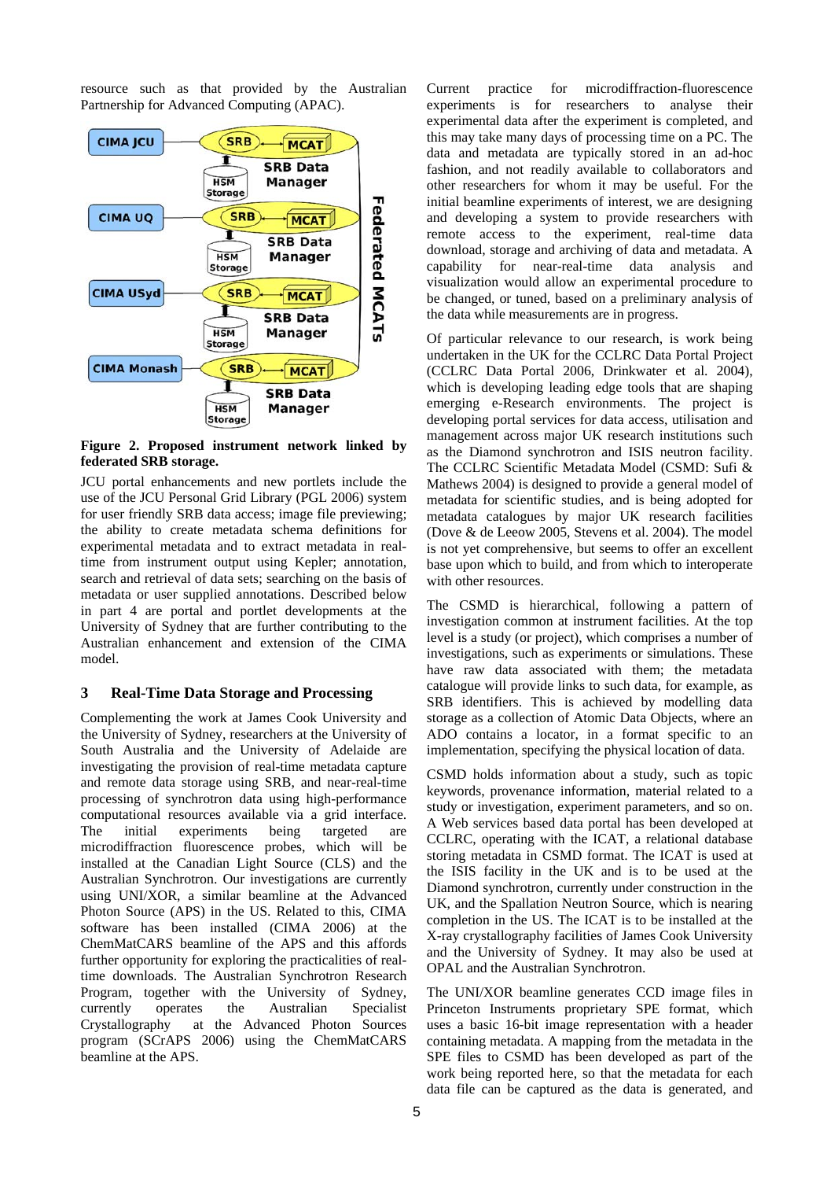resource such as that provided by the Australian Partnership for Advanced Computing (APAC).

**Figure 2. Proposed instrument network linked by federated SRB storage.**

JCU portal enhancements and new portlets include the use of the JCU Personal Grid Library (PGL 2006) system for user friendly SRB data access; image file previewing; the ability to create metadata schema definitions for experimental metadata and to extract metadata in real-time from instrument output using Kepler; annotation, search and retrieval of data sets; searching on the basis of metadata or user supplied annotations. Described below in part 4 are portal and portlet developments at the University of Sydney that are further contributing to the Australian enhancement and extension of the CIMA model.

## 3 Real-Time Data Storage and Processing

Complementing the work at James Cook University and the University of Sydney, researchers at the University of South Australia and the University of Adelaide are investigating the provision of real-time metadata capture and remote data storage using SRB, and near-real-time processing of synchrotron data using high-performance computational resources available via a grid interface. The initial experiments being targeted are microdiffraction fluorescence probes, which will be installed at the Canadian Light Source (CLS) and the Australian Synchrotron. Our investigations are currently using UNI/XOR, a similar beamline at the Advanced Photon Source (APS) in the US. Related to this, CIMA software has been installed (CIMA 2006) at the ChemMatCARS beamline of the APS and this affords further opportunity for exploring the practicalities of real-time downloads. The Australian Synchrotron Research Program, together with the University of Sydney, currently operates the Australian Specialist Crystallography at the Advanced Photon Sources program (SCrAPS 2006) using the ChemMatCARS beamline at the APS.

Current practice for microdiffraction-fluorescence experiments is for researchers to analyse their experimental data after the experiment is completed, and this may take many days of processing time on a PC. The data and metadata are typically stored in an ad-hoc fashion, and not readily available to collaborators and other researchers for whom it may be useful. For the initial beamline experiments of interest, we are designing and developing a system to provide researchers with remote access to the experiment, real-time data download, storage and archiving of data and metadata. A capability for near-real-time data analysis and visualization would allow an experimental procedure to be changed, or tuned, based on a preliminary analysis of the data while measurements are in progress.

Of particular relevance to our research, is work being undertaken in the UK for the CCLRC Data Portal Project (CCLRC Data Portal 2006, Drinkwater et al. 2004), which is developing leading edge tools that are shaping emerging e-Research environments. The project is developing portal services for data access, utilisation and management across major UK research institutions such as the Diamond synchrotron and ISIS neutron facility. The CCLRC Scientific Metadata Model (CSMD: Sufi & Mathews 2004) is designed to provide a general model of metadata for scientific studies, and is being adopted for metadata catalogues by major UK research facilities (Dove & de Leeow 2005, Stevens et al. 2004). The model is not yet comprehensive, but seems to offer an excellent base upon which to build, and from which to interoperate with other resources.

The CSMD is hierarchical, following a pattern of investigation common at instrument facilities. At the top level is a study (or project), which comprises a number of investigations, such as experiments or simulations. These have raw data associated with them; the metadata catalogue will provide links to such data, for example, as SRB identifiers. This is achieved by modelling data storage as a collection of Atomic Data Objects, where an ADO contains a locator, in a format specific to an implementation, specifying the physical location of data.

CSMD holds information about a study, such as topic keywords, provenance information, material related to a study or investigation, experiment parameters, and so on. A Web services based data portal has been developed at CCLRC, operating with the ICAT, a relational database storing metadata in CSMD format. The ICAT is used at the ISIS facility in the UK and is to be used at the Diamond synchrotron, currently under construction in the UK, and the Spallation Neutron Source, which is nearing completion in the US. The ICAT is to be installed at the X-ray crystallography facilities of James Cook University and the University of Sydney. It may also be used at OPAL and the Australian Synchrotron.

The UNI/XOR beamline generates CCD image files in Princeton Instruments proprietary SPE format, which uses a basic 16-bit image representation with a header containing metadata. A mapping from the metadata in the SPE files to CSMD has been developed as part of the work being reported here, so that the metadata for each data file can be captured as the data is generated, and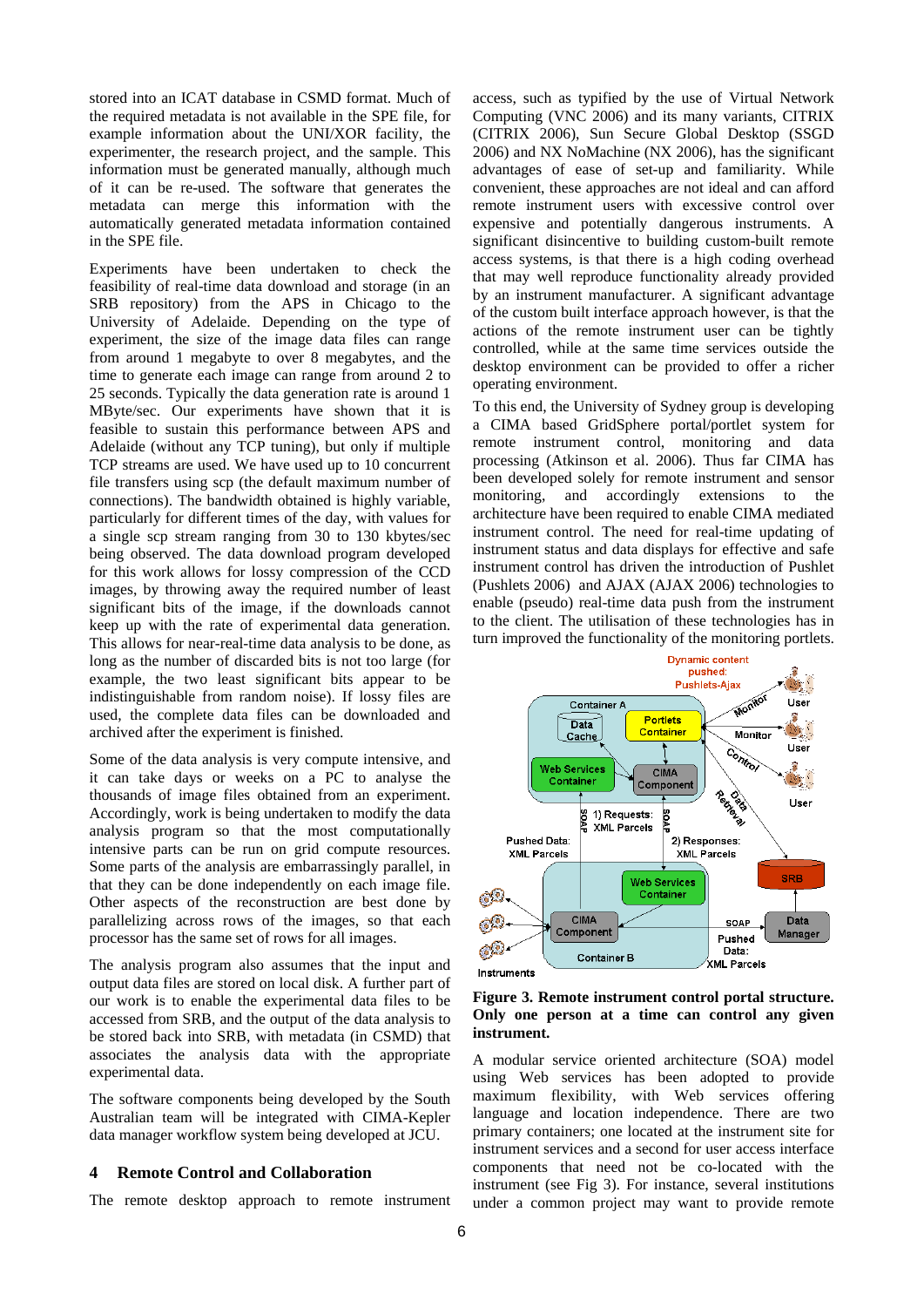stored into an ICAT database in CSMD format. Much of the required metadata is not available in the SPE file, for example information about the UNI/XOR facility, the experimenter, the research project, and the sample. This information must be generated manually, although much of it can be re-used. The software that generates the metadata can merge this information with the automatically generated metadata information contained in the SPE file.

Experiments have been undertaken to check the feasibility of real-time data download and storage (in an SRB repository) from the APS in Chicago to the University of Adelaide. Depending on the type of experiment, the size of the image data files can range from around 1 megabyte to over 8 megabytes, and the time to generate each image can range from around 2 to 25 seconds. Typically the data generation rate is around 1 MByte/sec. Our experiments have shown that it is feasible to sustain this performance between APS and Adelaide (without any TCP tuning), but only if multiple TCP streams are used. We have used up to 10 concurrent file transfers using scp (the default maximum number of connections). The bandwidth obtained is highly variable, particularly for different times of the day, with values for a single scp stream ranging from 30 to 130 kbytes/sec being observed. The data download program developed for this work allows for lossy compression of the CCD images, by throwing away the required number of least significant bits of the image, if the downloads cannot keep up with the rate of experimental data generation. This allows for near-real-time data analysis to be done, as long as the number of discarded bits is not too large (for example, the two least significant bits appear to be indistinguishable from random noise). If lossy files are used, the complete data files can be downloaded and archived after the experiment is finished.

Some of the data analysis is very compute intensive, and it can take days or weeks on a PC to analyse the thousands of image files obtained from an experiment. Accordingly, work is being undertaken to modify the data analysis program so that the most computationally intensive parts can be run on grid compute resources. Some parts of the analysis are embarrassingly parallel, in that they can be done independently on each image file. Other aspects of the reconstruction are best done by parallelizing across rows of the images, so that each processor has the same set of rows for all images.

The analysis program also assumes that the input and output data files are stored on local disk. A further part of our work is to enable the experimental data files to be accessed from SRB, and the output of the data analysis to be stored back into SRB, with metadata (in CSMD) that associates the analysis data with the appropriate experimental data.

The software components being developed by the South Australian team will be integrated with CIMA-Kepler data manager workflow system being developed at JCU.

## 4 Remote Control and Collaboration

The remote desktop approach to remote instrument access, such as typified by the use of Virtual Network Computing (VNC 2006) and its many variants, CITRIX (CITRIX 2006), Sun Secure Global Desktop (SSGD 2006) and NX NoMachine (NX 2006), has the significant advantages of ease of set-up and familiarity. While convenient, these approaches are not ideal and can afford remote instrument users with excessive control over expensive and potentially dangerous instruments. A significant disincentive to building custom-built remote access systems, is that there is a high coding overhead that may well reproduce functionality already provided by an instrument manufacturer. A significant advantage of the custom built interface approach however, is that the actions of the remote instrument user can be tightly controlled, while at the same time services outside the desktop environment can be provided to offer a richer operating environment.

To this end, the University of Sydney group is developing a CIMA based GridSphere portal/portlet system for remote instrument control, monitoring and data processing (Atkinson et al. 2006). Thus far CIMA has been developed solely for remote instrument and sensor monitoring, and accordingly extensions to the architecture have been required to enable CIMA mediated instrument control. The need for real-time updating of instrument status and data displays for effective and safe instrument control has driven the introduction of Pushlet (Pushlets 2006) and AJAX (AJAX 2006) technologies to enable (pseudo) real-time data push from the instrument to the client. The utilisation of these technologies has in turn improved the functionality of the monitoring portlets.

**Figure 3. Remote instrument control portal structure. Only one person at a time can control any given instrument.**

A modular service oriented architecture (SOA) model using Web services has been adopted to provide maximum flexibility, with Web services offering language and location independence. There are two primary containers; one located at the instrument site for instrument services and a second for user access interface components that need not be co-located with the instrument (see Fig 3). For instance, several institutions under a common project may want to provide remote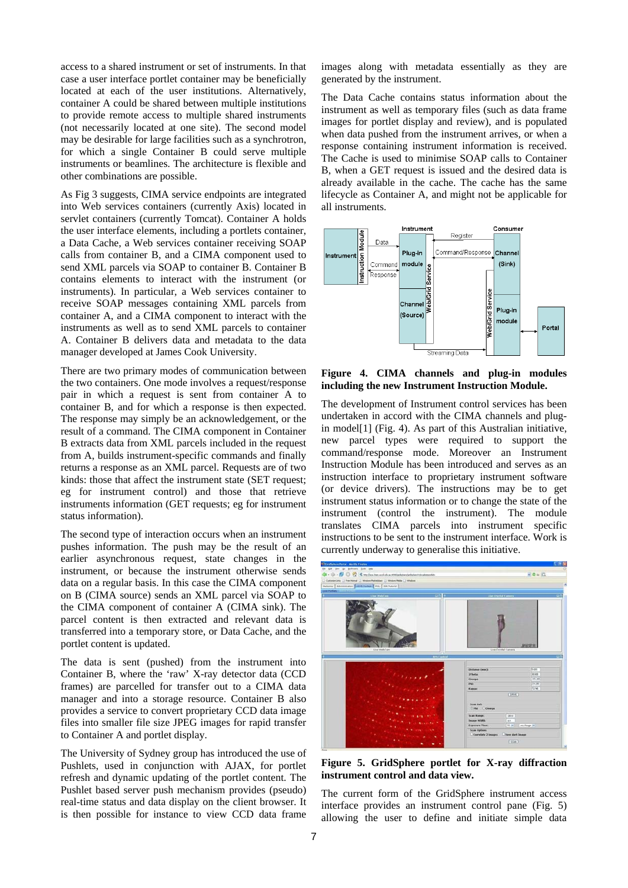access to a shared instrument or set of instruments. In that case a user interface portlet container may be beneficially located at each of the user institutions. Alternatively, container A could be shared between multiple institutions to provide remote access to multiple shared instruments (not necessarily located at one site). The second model may be desirable for large facilities such as a synchrotron, for which a single Container B could serve multiple instruments or beamlines. The architecture is flexible and other combinations are possible.

As Fig 3 suggests, CIMA service endpoints are integrated into Web services containers (currently Axis) located in servlet containers (currently Tomcat). Container A holds the user interface elements, including a portlets container, a Data Cache, a Web services container receiving SOAP calls from container B, and a CIMA component used to send XML parcels via SOAP to container B. Container B contains elements to interact with the instrument (or instruments). In particular, a Web services container to receive SOAP messages containing XML parcels from container A, and a CIMA component to interact with the instruments as well as to send XML parcels to container A. Container B delivers data and metadata to the data manager developed at James Cook University.

There are two primary modes of communication between the two containers. One mode involves a request/response pair in which a request is sent from container A to container B, and for which a response is then expected. The response may simply be an acknowledgement, or the result of a command. The CIMA component in Container B extracts data from XML parcels included in the request from A, builds instrument-specific commands and finally returns a response as an XML parcel. Requests are of two kinds: those that affect the instrument state (SET request; eg for instrument control) and those that retrieve instruments information (GET requests; eg for instrument status information).

The second type of interaction occurs when an instrument pushes information. The push may be the result of an earlier asynchronous request, state changes in the instrument, or because the instrument otherwise sends data on a regular basis. In this case the CIMA component on B (CIMA source) sends an XML parcel via SOAP to the CIMA component of container A (CIMA sink). The parcel content is then extracted and relevant data is transferred into a temporary store, or Data Cache, and the portlet content is updated.

The data is sent (pushed) from the instrument into Container B, where the 'raw' X-ray detector data (CCD frames) are parcelled for transfer out to a CIMA data manager and into a storage resource. Container B also provides a service to convert proprietary CCD data image files into smaller file size JPEG images for rapid transfer to Container A and portlet display.

The University of Sydney group has introduced the use of Pushlets, used in conjunction with AJAX, for portlet refresh and dynamic updating of the portlet content. The Pushlet based server push mechanism provides (pseudo) real-time status and data display on the client browser. It is then possible for instance to view CCD data frame images along with metadata essentially as they are generated by the instrument.

The Data Cache contains status information about the instrument as well as temporary files (such as data frame images for portlet display and review), and is populated when data pushed from the instrument arrives, or when a response containing instrument information is received. The Cache is used to minimise SOAP calls to Container B, when a GET request is issued and the desired data is already available in the cache. The cache has the same lifecycle as Container A, and might not be applicable for all instruments.

**Figure 4. CIMA channels and plug-in modules including the new Instrument Instruction Module.**

The development of Instrument control services has been undertaken in accord with the CIMA channels and plug-in model[1] (Fig. 4). As part of this Australian initiative, new parcel types were required to support the command/response mode. Moreover an Instrument Instruction Module has been introduced and serves as an instruction interface to proprietary instrument software (or device drivers). The instructions may be to get instrument status information or to change the state of the instrument (control the instrument). The module translates CIMA parcels into instrument specific instructions to be sent to the instrument interface. Work is currently underway to generalise this initiative.

**Figure 5. GridSphere portlet for X-ray diffraction instrument control and data view.**

The current form of the GridSphere instrument access interface provides an instrument control pane (Fig. 5) allowing the user to define and initiate simple data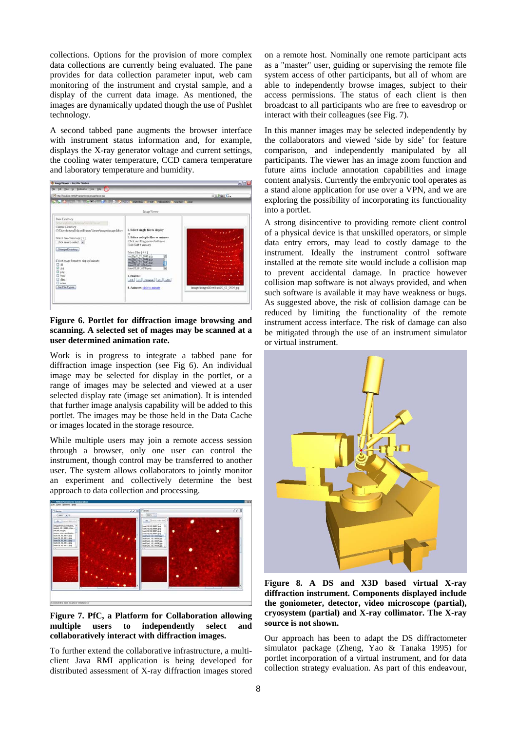collections. Options for the provision of more complex data collections are currently being evaluated. The pane provides for data collection parameter input, web cam monitoring of the instrument and crystal sample, and a display of the current data image. As mentioned, the images are dynamically updated though the use of Pushlet technology.

A second tabbed pane augments the browser interface with instrument status information and, for example, displays the X-ray generator voltage and current settings, the cooling water temperature, CCD camera temperature and laboratory temperature and humidity.

**Figure 6. Portlet for diffraction image browsing and scanning. A selected set of mages may be scanned at a user determined animation rate.**

Work is in progress to integrate a tabbed pane for diffraction image inspection (see Fig 6). An individual image may be selected for display in the portlet, or a range of images may be selected and viewed at a user selected display rate (image set animation). It is intended that further image analysis capability will be added to this portlet. The images may be those held in the Data Cache or images located in the storage resource.

While multiple users may join a remote access session through a browser, only one user can control the instrument, though control may be transferred to another user. The system allows collaborators to jointly monitor an experiment and collectively determine the best approach to data collection and processing.

**Figure 7. PfC, a Platform for Collaboration allowing multiple users to independently select and collaboratively interact with diffraction images.**

To further extend the collaborative infrastructure, a multi-client Java RMI application is being developed for distributed assessment of X-ray diffraction images stored on a remote host. Nominally one remote participant acts as a "master" user, guiding or supervising the remote file system access of other participants, but all of whom are able to independently browse images, subject to their access permissions. The status of each client is then broadcast to all participants who are free to eavesdrop or interact with their colleagues (see Fig. 7).

In this manner images may be selected independently by the collaborators and viewed 'side by side' for feature comparison, and independently manipulated by all participants. The viewer has an image zoom function and future aims include annotation capabilities and image content analysis. Currently the embryonic tool operates as a stand alone application for use over a VPN, and we are exploring the possibility of incorporating its functionality into a portlet.

A strong disincentive to providing remote client control of a physical device is that unskilled operators, or simple data entry errors, may lead to costly damage to the instrument. Ideally the instrument control software installed at the remote site would include a collision map to prevent accidental damage. In practice however collision map software is not always provided, and when such software is available it may have weakness or bugs. As suggested above, the risk of collision damage can be reduced by limiting the functionality of the remote instrument access interface. The risk of damage can also be mitigated through the use of an instrument simulator or virtual instrument.

**Figure 8. A DS and X3D based virtual X-ray diffraction instrument. Components displayed include the goniometer, detector, video microscope (partial), cryosystem (partial) and X-ray collimator. The X-ray source is not shown.**

Our approach has been to adapt the DS diffractometer simulator package (Zheng, Yao & Tanaka 1995) for portlet incorporation of a virtual instrument, and for data collection strategy evaluation. As part of this endeavour,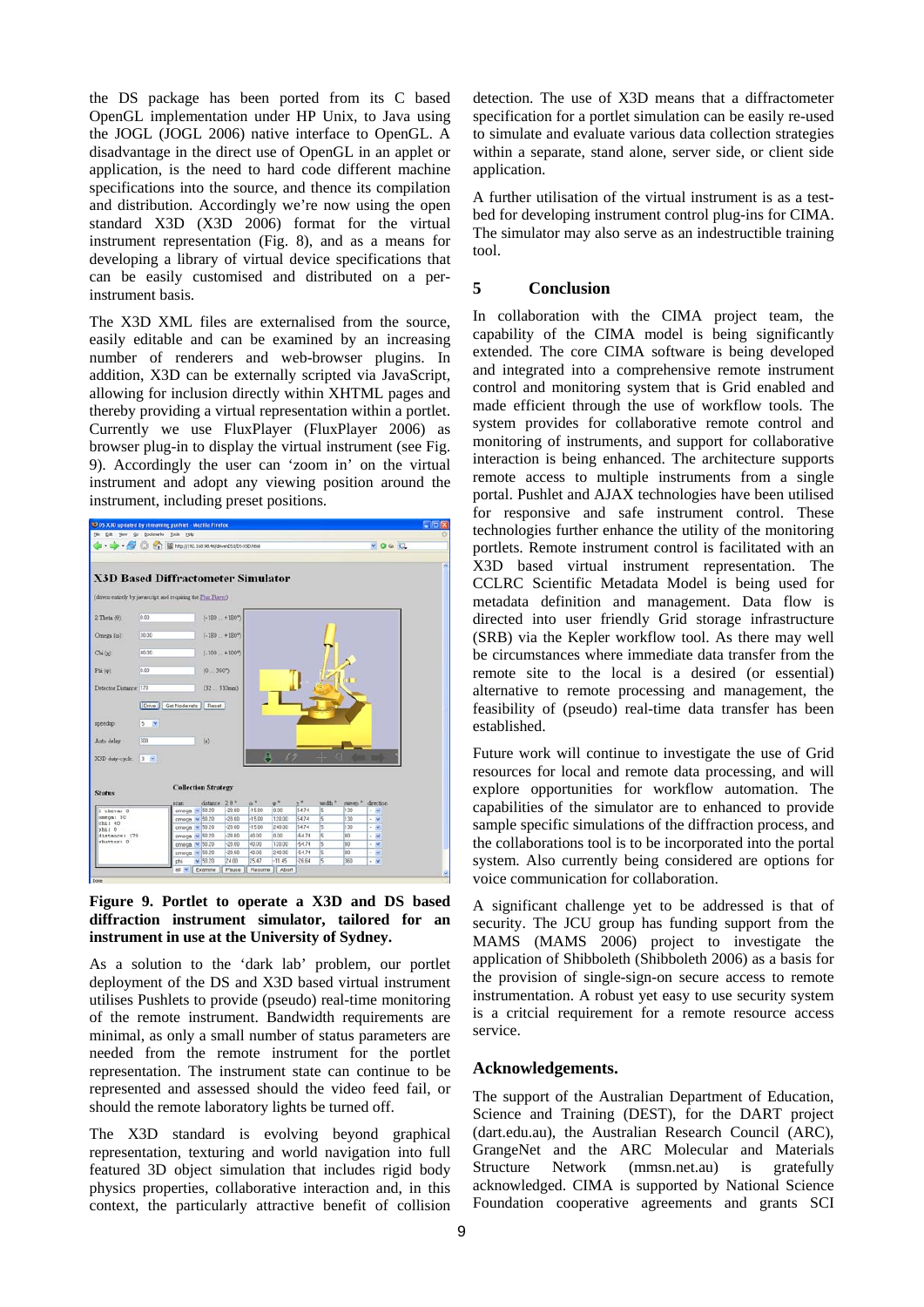the DS package has been ported from its C based OpenGL implementation under HP Unix, to Java using the JOGL (JOGL 2006) native interface to OpenGL. A disadvantage in the direct use of OpenGL in an applet or application, is the need to hard code different machine specifications into the source, and thence its compilation and distribution. Accordingly we're now using the open standard X3D (X3D 2006) format for the virtual instrument representation (Fig. 8), and as a means for developing a library of virtual device specifications that can be easily customised and distributed on a per-instrument basis.

The X3D XML files are externalised from the source, easily editable and can be examined by an increasing number of renderers and web-browser plugins. In addition, X3D can be externally scripted via JavaScript, allowing for inclusion directly within XHTML pages and thereby providing a virtual representation within a portlet. Currently we use FluxPlayer (FluxPlayer 2006) as browser plug-in to display the virtual instrument (see Fig. 9). Accordingly the user can 'zoom in' on the virtual instrument and adopt any viewing position around the instrument, including preset positions.

**Figure 9. Portlet to operate a X3D and DS based diffraction instrument simulator, tailored for an instrument in use at the University of Sydney.**

As a solution to the 'dark lab' problem, our portlet deployment of the DS and X3D based virtual instrument utilises Pushlets to provide (pseudo) real-time monitoring of the remote instrument. Bandwidth requirements are minimal, as only a small number of status parameters are needed from the remote instrument for the portlet representation. The instrument state can continue to be represented and assessed should the video feed fail, or should the remote laboratory lights be turned off.

The X3D standard is evolving beyond graphical representation, texturing and world navigation into full featured 3D object simulation that includes rigid body physics properties, collaborative interaction and, in this context, the particularly attractive benefit of collision detection. The use of X3D means that a diffractometer specification for a portlet simulation can be easily re-used to simulate and evaluate various data collection strategies within a separate, stand alone, server side, or client side application.

A further utilisation of the virtual instrument is as a test-bed for developing instrument control plug-ins for CIMA. The simulator may also serve as an indestructible training tool.

## 5 Conclusion

In collaboration with the CIMA project team, the capability of the CIMA model is being significantly extended. The core CIMA software is being developed and integrated into a comprehensive remote instrument control and monitoring system that is Grid enabled and made efficient through the use of workflow tools. The system provides for collaborative remote control and monitoring of instruments, and support for collaborative interaction is being enhanced. The architecture supports remote access to multiple instruments from a single portal. Pushlet and AJAX technologies have been utilised for responsive and safe instrument control. These technologies further enhance the utility of the monitoring portlets. Remote instrument control is facilitated with an X3D based virtual instrument representation. The CCLRC Scientific Metadata Model is being used for metadata definition and management. Data flow is directed into user friendly Grid storage infrastructure (SRB) via the Kepler workflow tool. As there may well be circumstances where immediate data transfer from the remote site to the local is a desired (or essential) alternative to remote processing and management, the feasibility of (pseudo) real-time data transfer has been established.

Future work will continue to investigate the use of Grid resources for local and remote data processing, and will explore opportunities for workflow automation. The capabilities of the simulator are to enhanced to provide sample specific simulations of the diffraction process, and the collaborations tool is to be incorporated into the portal system. Also currently being considered are options for voice communication for collaboration.

A significant challenge yet to be addressed is that of security. The JCU group has funding support from the MAMS (MAMS 2006) project to investigate the application of Shibboleth (Shibboleth 2006) as a basis for the provision of single-sign-on secure access to remote instrumentation. A robust yet easy to use security system is a critcial requirement for a remote resource access service.

## Acknowledgements.

The support of the Australian Department of Education, Science and Training (DEST), for the DART project (dart.edu.au), the Australian Research Council (ARC), GrangeNet and the ARC Molecular and Materials Structure Network (mmsn.net.au) is gratefully acknowledged. CIMA is supported by National Science Foundation cooperative agreements and grants SCI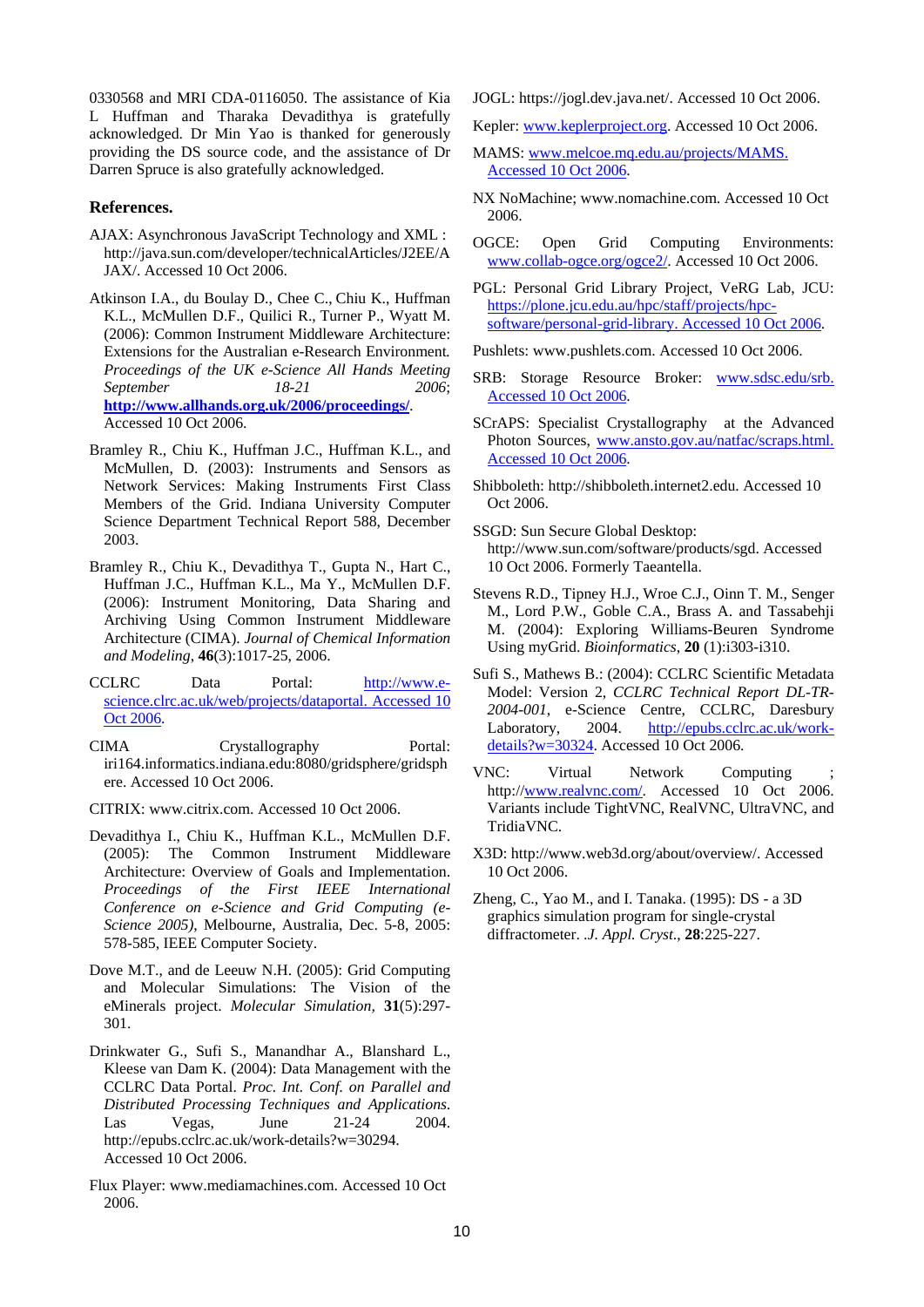0330568 and MRI CDA-0116050. The assistance of Kia L Huffman and Tharaka Devadithya is gratefully acknowledged. Dr Min Yao is thanked for generously providing the DS source code, and the assistance of Dr Darren Spruce is also gratefully acknowledged.

## References.

AJAX: Asynchronous JavaScript Technology and XML : http://java.sun.com/developer/technicalArticles/J2EE/AJAX/. Accessed 10 Oct 2006.

Atkinson I.A., du Boulay D., Chee C., Chiu K., Huffman K.L., McMullen D.F., Quilici R., Turner P., Wyatt M. (2006): Common Instrument Middleware Architecture: Extensions for the Australian e-Research Environment. *Proceedings of the UK e-Science All Hands Meeting September 18-21 2006*; **http://www.allhands.org.uk/2006/proceedings/**. Accessed 10 Oct 2006.

Bramley R., Chiu K., Huffman J.C., Huffman K.L., and McMullen, D. (2003): Instruments and Sensors as Network Services: Making Instruments First Class Members of the Grid. Indiana University Computer Science Department Technical Report 588, December 2003.

Bramley R., Chiu K., Devadithya T., Gupta N., Hart C., Huffman J.C., Huffman K.L., Ma Y., McMullen D.F. (2006): Instrument Monitoring, Data Sharing and Archiving Using Common Instrument Middleware Architecture (CIMA). *Journal of Chemical Information and Modeling*, **46**(3):1017-25, 2006.

CCLRC Data Portal: http://www.e-science.clrc.ac.uk/web/projects/dataportal. Accessed 10 Oct 2006.

CIMA Crystallography Portal: iri164.informatics.indiana.edu:8080/gridsphere/gridsphere. Accessed 10 Oct 2006.

CITRIX: www.citrix.com. Accessed 10 Oct 2006.

Devadithya I., Chiu K., Huffman K.L., McMullen D.F. (2005): The Common Instrument Middleware Architecture: Overview of Goals and Implementation. *Proceedings of the First IEEE International Conference on e-Science and Grid Computing (e-Science 2005)*, Melbourne, Australia, Dec. 5-8, 2005: 578-585, IEEE Computer Society.

Dove M.T., and de Leeuw N.H. (2005): Grid Computing and Molecular Simulations: The Vision of the eMinerals project. *Molecular Simulation*, **31**(5):297-301.

Drinkwater G., Sufi S., Manandhar A., Blanshard L., Kleese van Dam K. (2004): Data Management with the CCLRC Data Portal. *Proc. Int. Conf. on Parallel and Distributed Processing Techniques and Applications*. Las Vegas, June 21-24 2004. http://epubs.cclrc.ac.uk/work-details?w=30294. Accessed 10 Oct 2006.

Flux Player: www.mediamachines.com. Accessed 10 Oct 2006.

JOGL: https://jogl.dev.java.net/. Accessed 10 Oct 2006.

Kepler: www.keplerproject.org. Accessed 10 Oct 2006.

MAMS: www.melcoe.mq.edu.au/projects/MAMS. Accessed 10 Oct 2006.

NX NoMachine; www.nomachine.com. Accessed 10 Oct 2006.

OGCE: Open Grid Computing Environments: www.collab-ogce.org/ogce2/. Accessed 10 Oct 2006.

PGL: Personal Grid Library Project, VeRG Lab, JCU: https://plone.jcu.edu.au/hpc/staff/projects/hpc-software/personal-grid-library. Accessed 10 Oct 2006.

Pushlets: www.pushlets.com. Accessed 10 Oct 2006.

SRB: Storage Resource Broker: www.sdsc.edu/srb. Accessed 10 Oct 2006.

SCrAPS: Specialist Crystallography at the Advanced Photon Sources, www.ansto.gov.au/natfac/scraps.html. Accessed 10 Oct 2006.

Shibboleth: http://shibboleth.internet2.edu. Accessed 10 Oct 2006.

SSGD: Sun Secure Global Desktop: http://www.sun.com/software/products/sgd. Accessed 10 Oct 2006. Formerly Taeantella.

Stevens R.D., Tipney H.J., Wroe C.J., Oinn T. M., Senger M., Lord P.W., Goble C.A., Brass A. and Tassabehji M. (2004): Exploring Williams-Beuren Syndrome Using myGrid. *Bioinformatics*, **20** (1):i303-i310.

Sufi S., Mathews B.: (2004): CCLRC Scientific Metadata Model: Version 2, *CCLRC Technical Report DL-TR-2004-001*, e-Science Centre, CCLRC, Daresbury Laboratory, 2004. http://epubs.cclrc.ac.uk/work-details?w=30324. Accessed 10 Oct 2006.

VNC: Virtual Network Computing ; http://www.realvnc.com/. Accessed 10 Oct 2006. Variants include TightVNC, RealVNC, UltraVNC, and TridiaVNC.

X3D: http://www.web3d.org/about/overview/. Accessed 10 Oct 2006.

Zheng, C., Yao M., and I. Tanaka. (1995): DS - a 3D graphics simulation program for single-crystal diffractometer. *.J. Appl. Cryst.*, **28**:225-227.